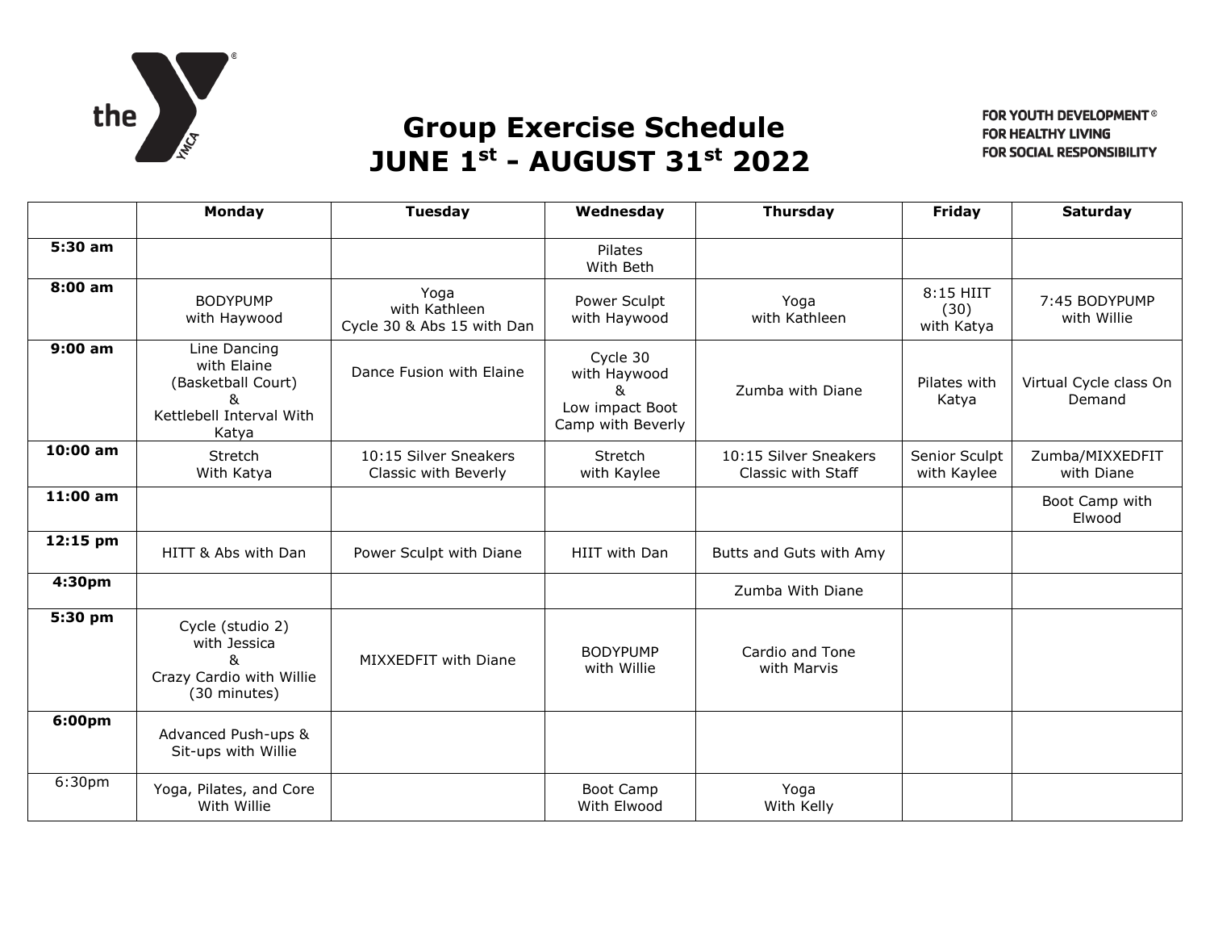# Group Exercise Schedule
## JUNE 1st - AUGUST 31st 2022

FOR YOUTH DEVELOPMENT®
FOR HEALTHY LIVING
FOR SOCIAL RESPONSIBILITY

| | Monday | Tuesday | Wednesday | Thursday | Friday | Saturday |
|---|---|---|---|---|---|---|
| **5:30 am** | | | Pilates With Beth | | | |
| **8:00 am** | BODYPUMP with Haywood | Yoga with Kathleen Cycle 30 & Abs 15 with Dan | Power Sculpt with Haywood | Yoga with Kathleen | 8:15 HIIT (30) with Katya | 7:45 BODYPUMP with Willie |
| **9:00 am** | Line Dancing with Elaine (Basketball Court) & Kettlebell Interval With Katya | Dance Fusion with Elaine | Cycle 30 with Haywood & Low impact Boot Camp with Beverly | Zumba with Diane | Pilates with Katya | Virtual Cycle class On Demand |
| **10:00 am** | Stretch With Katya | 10:15 Silver Sneakers Classic with Beverly | Stretch with Kaylee | 10:15 Silver Sneakers Classic with Staff | Senior Sculpt with Kaylee | Zumba/MIXXEDFIT with Diane |
| **11:00 am** | | | | | | Boot Camp with Elwood |
| **12:15 pm** | HITT & Abs with Dan | Power Sculpt with Diane | HIIT with Dan | Butts and Guts with Amy | | |
| **4:30pm** | | | | Zumba With Diane | | |
| **5:30 pm** | Cycle (studio 2) with Jessica & Crazy Cardio with Willie (30 minutes) | MIXXEDFIT with Diane | BODYPUMP with Willie | Cardio and Tone with Marvis | | |
| **6:00pm** | Advanced Push-ups & Sit-ups with Willie | | | | | |
| 6:30pm | Yoga, Pilates, and Core With Willie | | Boot Camp With Elwood | Yoga With Kelly | | |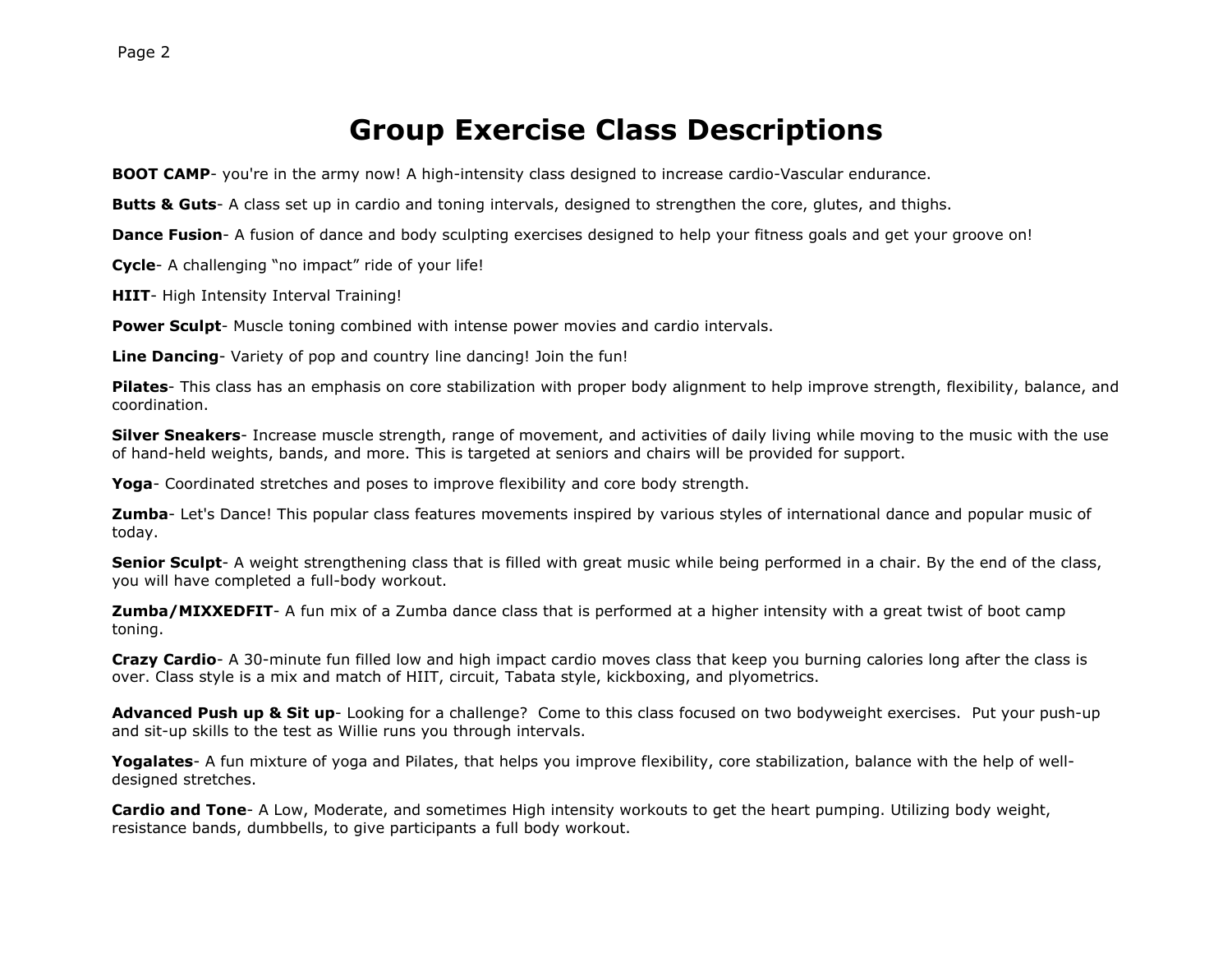# Group Exercise Class Descriptions

**BOOT CAMP**- you're in the army now! A high-intensity class designed to increase cardio-Vascular endurance.

**Butts & Guts**- A class set up in cardio and toning intervals, designed to strengthen the core, glutes, and thighs.

**Dance Fusion**- A fusion of dance and body sculpting exercises designed to help your fitness goals and get your groove on!

**Cycle**- A challenging "no impact" ride of your life!

**HIIT**- High Intensity Interval Training!

**Power Sculpt**- Muscle toning combined with intense power movies and cardio intervals.

**Line Dancing**- Variety of pop and country line dancing! Join the fun!

**Pilates**- This class has an emphasis on core stabilization with proper body alignment to help improve strength, flexibility, balance, and coordination.

**Silver Sneakers**- Increase muscle strength, range of movement, and activities of daily living while moving to the music with the use of hand-held weights, bands, and more. This is targeted at seniors and chairs will be provided for support.

**Yoga**- Coordinated stretches and poses to improve flexibility and core body strength.

**Zumba**- Let's Dance! This popular class features movements inspired by various styles of international dance and popular music of today.

**Senior Sculpt**- A weight strengthening class that is filled with great music while being performed in a chair. By the end of the class, you will have completed a full-body workout.

**Zumba/MIXXEDFIT**- A fun mix of a Zumba dance class that is performed at a higher intensity with a great twist of boot camp toning.

**Crazy Cardio**- A 30-minute fun filled low and high impact cardio moves class that keep you burning calories long after the class is over. Class style is a mix and match of HIIT, circuit, Tabata style, kickboxing, and plyometrics.

**Advanced Push up & Sit up**- Looking for a challenge? Come to this class focused on two bodyweight exercises. Put your push-up and sit-up skills to the test as Willie runs you through intervals.

**Yogalates**- A fun mixture of yoga and Pilates, that helps you improve flexibility, core stabilization, balance with the help of well-designed stretches.

**Cardio and Tone**- A Low, Moderate, and sometimes High intensity workouts to get the heart pumping. Utilizing body weight, resistance bands, dumbbells, to give participants a full body workout.